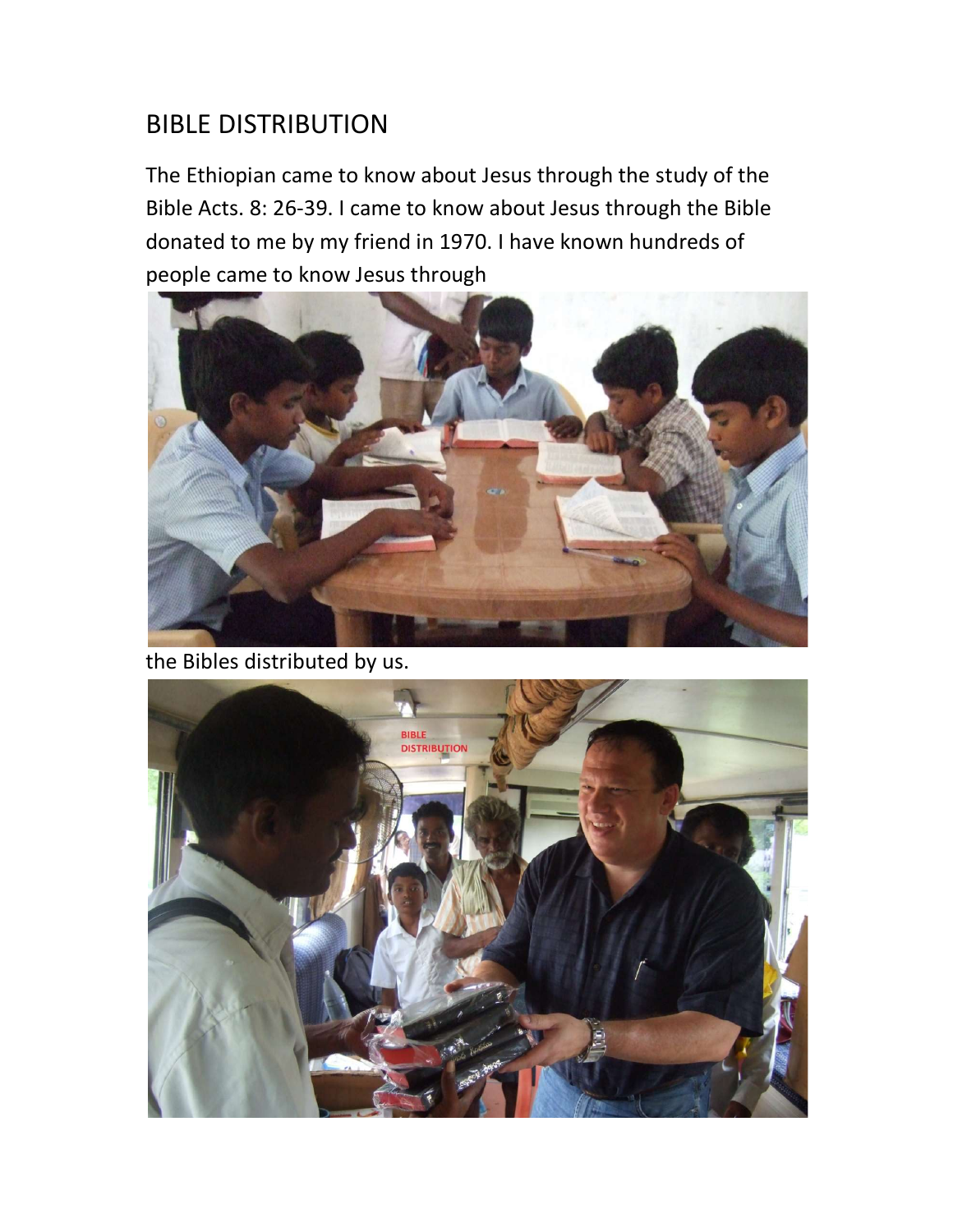# BIBLE DISTRIBUTION

The Ethiopian came to know about Jesus through the study of the Bible Acts. 8: 26-39. I came to know about Jesus through the Bible donated to me by my friend in 1970. I have known hundreds of people came to know Jesus through the Bibles distributed by us.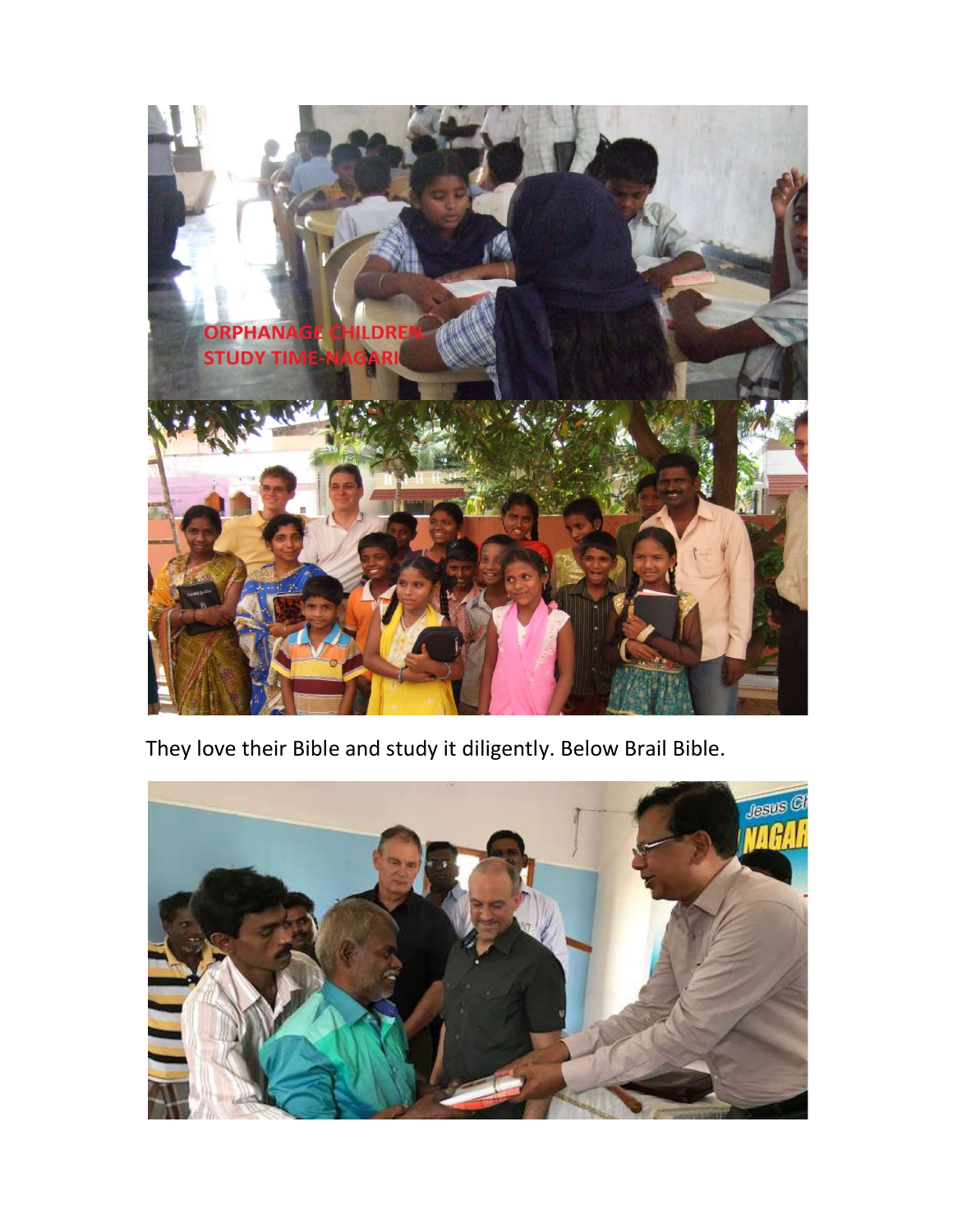They love their Bible and study it diligently. Below Brail Bible.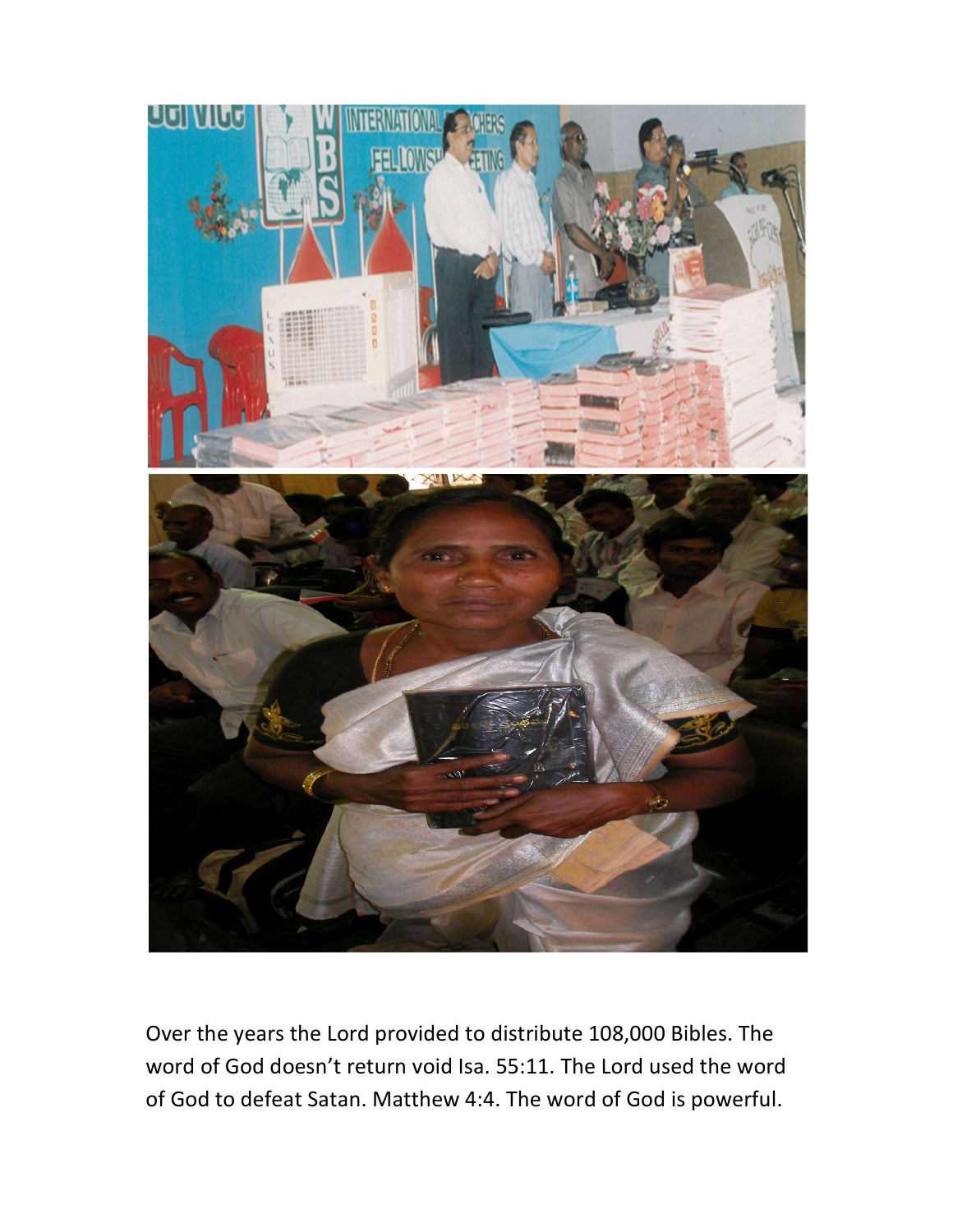Over the years the Lord provided to distribute 108,000 Bibles. The word of God doesn't return void Isa. 55:11. The Lord used the word of God to defeat Satan. Matthew 4:4. The word of God is powerful.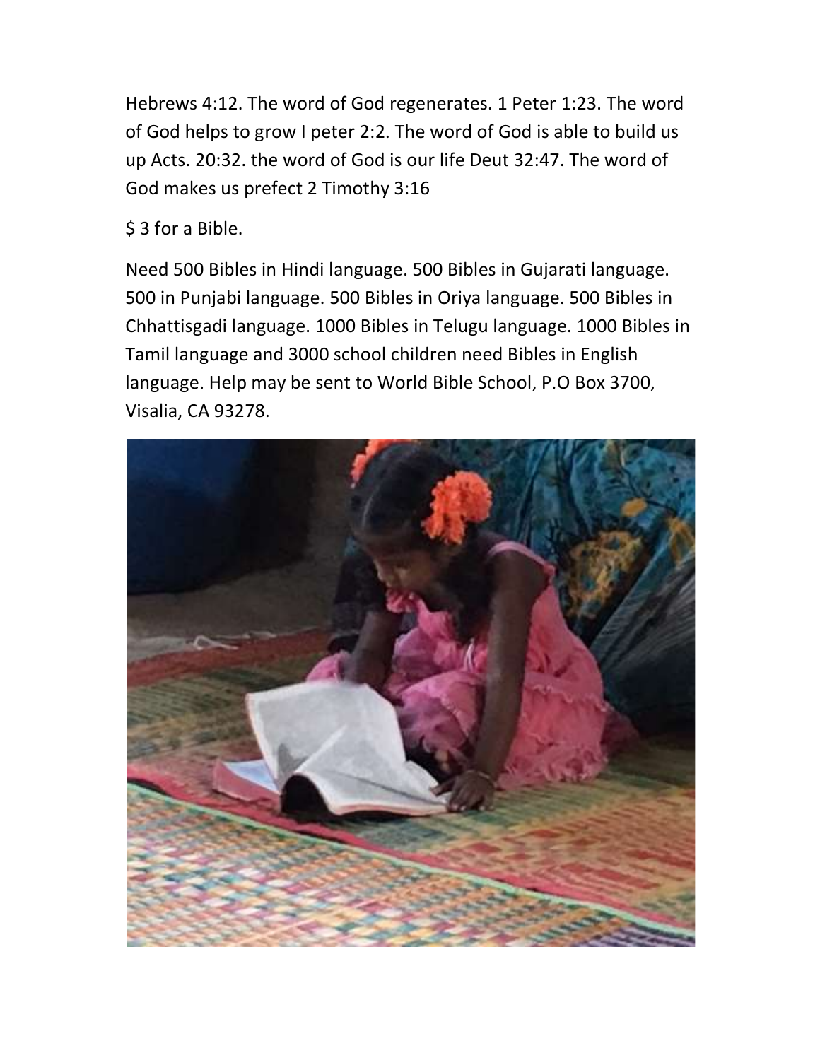Hebrews 4:12. The word of God regenerates. 1 Peter 1:23. The word of God helps to grow I peter 2:2. The word of God is able to build us up Acts. 20:32. the word of God is our life Deut 32:47. The word of God makes us prefect 2 Timothy 3:16

$ 3 for a Bible.

Need 500 Bibles in Hindi language. 500 Bibles in Gujarati language. 500 in Punjabi language. 500 Bibles in Oriya language. 500 Bibles in Chhattisgadi language. 1000 Bibles in Telugu language. 1000 Bibles in Tamil language and 3000 school children need Bibles in English language. Help may be sent to World Bible School, P.O Box 3700, Visalia, CA 93278.